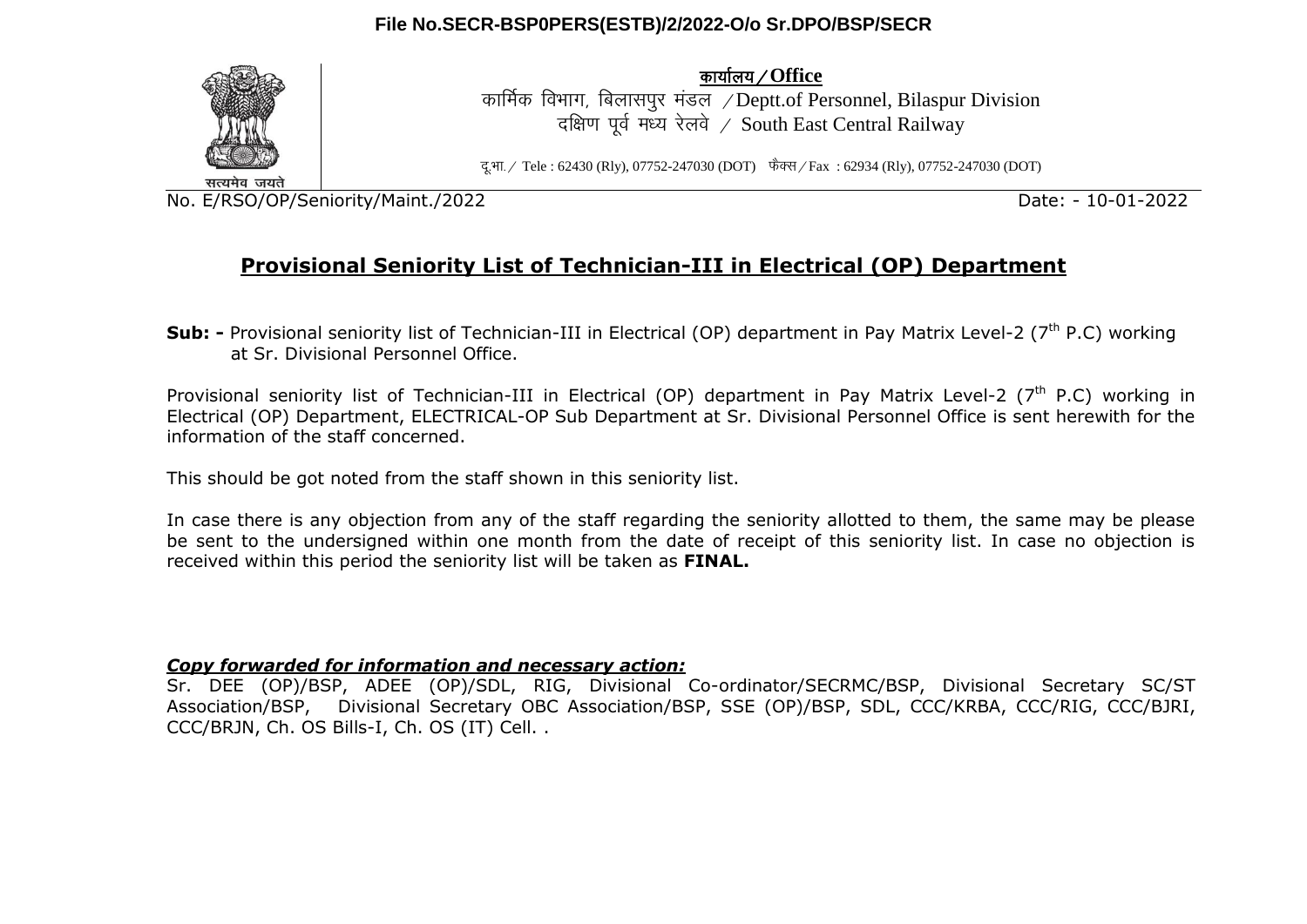File No.SECR-BSP0PERS(ESTB)/2/2022-O/o Sr.DPO/BSP/SECR

सत्यमेव जयते

**कार्यालय / Office**
कार्मिक विभाग, बिलासपुर मंडल / Deptt.of Personnel, Bilaspur Division
दक्षिण पूर्व मध्य रेलवे / South East Central Railway

दू.भा. / Tele : 62430 (Rly), 07752-247030 (DOT) फैक्स / Fax : 62934 (Rly), 07752-247030 (DOT)

No. E/RSO/OP/Seniority/Maint./2022 Date: - 10-01-2022

# Provisional Seniority List of Technician-III in Electrical (OP) Department

**Sub: -** Provisional seniority list of Technician-III in Electrical (OP) department in Pay Matrix Level-2 (7th P.C) working at Sr. Divisional Personnel Office.

Provisional seniority list of Technician-III in Electrical (OP) department in Pay Matrix Level-2 (7th P.C) working in Electrical (OP) Department, ELECTRICAL-OP Sub Department at Sr. Divisional Personnel Office is sent herewith for the information of the staff concerned.

This should be got noted from the staff shown in this seniority list.

In case there is any objection from any of the staff regarding the seniority allotted to them, the same may be please be sent to the undersigned within one month from the date of receipt of this seniority list. In case no objection is received within this period the seniority list will be taken as **FINAL.**

***Copy forwarded for information and necessary action:***
Sr. DEE (OP)/BSP, ADEE (OP)/SDL, RIG, Divisional Co-ordinator/SECRMC/BSP, Divisional Secretary SC/ST Association/BSP, Divisional Secretary OBC Association/BSP, SSE (OP)/BSP, SDL, CCC/KRBA, CCC/RIG, CCC/BJRI, CCC/BRJN, Ch. OS Bills-I, Ch. OS (IT) Cell. .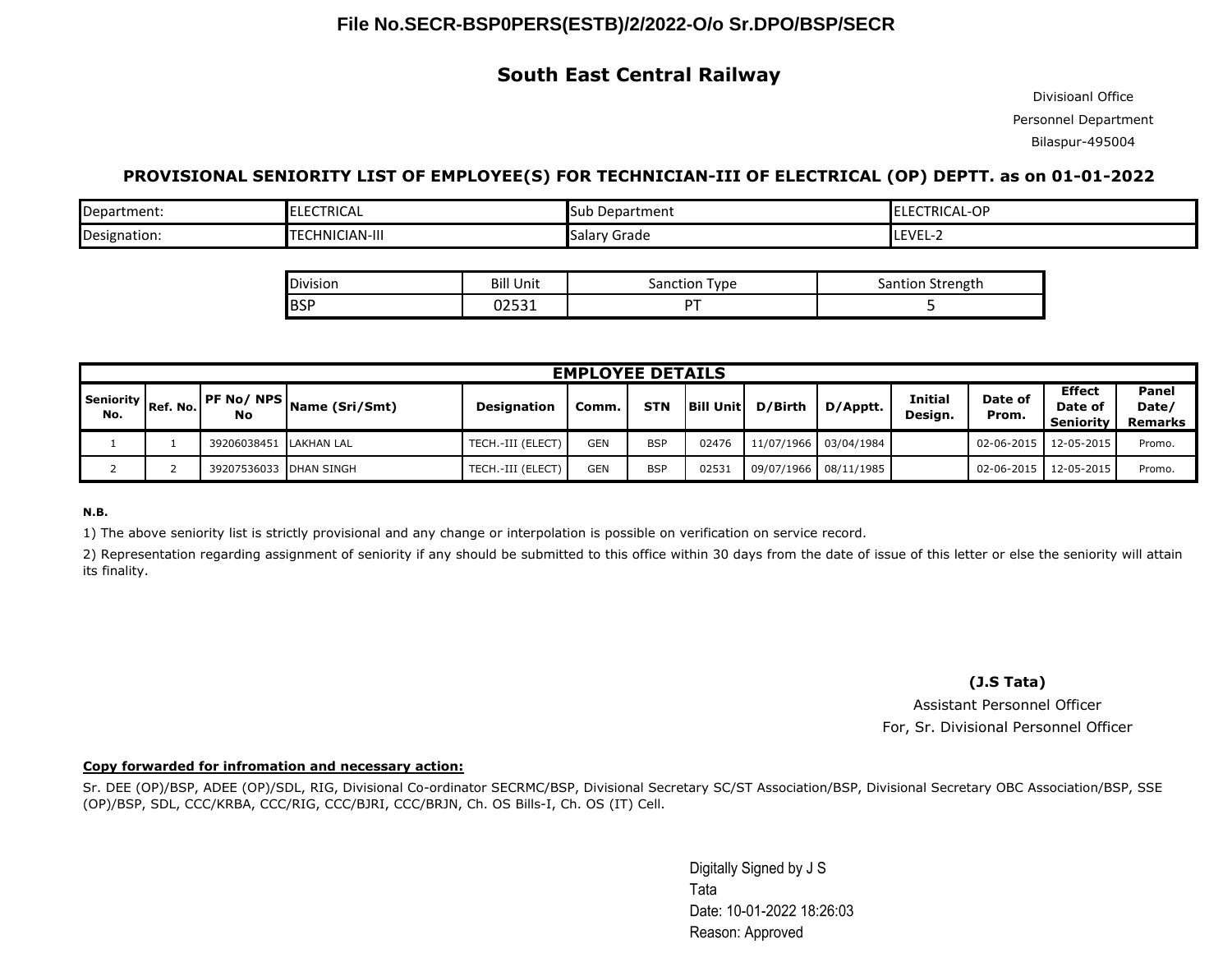**File No.SECR-BSP0PERS(ESTB)/2/2022-O/o Sr.DPO/BSP/SECR**

## South East Central Railway

Divisioanl Office
Personnel Department
Bilaspur-495004

### PROVISIONAL SENIORITY LIST OF EMPLOYEE(S) FOR TECHNICIAN-III OF ELECTRICAL (OP) DEPTT. as on 01-01-2022

| | | | |
|---|---|---|---|
| Department: | ELECTRICAL | Sub Department | ELECTRICAL-OP |
| Designation: | TECHNICIAN-III | Salary Grade | LEVEL-2 |

| Division | Bill Unit | Sanction Type | Santion Strength |
|---|---|---|---|
| BSP | 02531 | PT | 5 |

**EMPLOYEE DETAILS**

| Seniority No. | Ref. No. | PF No/ NPS No | Name (Sri/Smt) | Designation | Comm. | STN | Bill Unit | D/Birth | D/Apptt. | Initial Design. | Date of Prom. | Effect Date of Seniority | Panel Date/ Remarks |
|---|---|---|---|---|---|---|---|---|---|---|---|---|---|
| 1 | 1 | 39206038451 | LAKHAN LAL | TECH.-III (ELECT) | GEN | BSP | 02476 | 11/07/1966 | 03/04/1984 | | 02-06-2015 | 12-05-2015 | Promo. |
| 2 | 2 | 39207536033 | DHAN SINGH | TECH.-III (ELECT) | GEN | BSP | 02531 | 09/07/1966 | 08/11/1985 | | 02-06-2015 | 12-05-2015 | Promo. |

**N.B.**

1) The above seniority list is strictly provisional and any change or interpolation is possible on verification on service record.

2) Representation regarding assignment of seniority if any should be submitted to this office within 30 days from the date of issue of this letter or else the seniority will attain its finality.

**(J.S Tata)**
Assistant Personnel Officer
For, Sr. Divisional Personnel Officer

**Copy forwarded for infromation and necessary action:**

Sr. DEE (OP)/BSP, ADEE (OP)/SDL, RIG, Divisional Co-ordinator SECRMC/BSP, Divisional Secretary SC/ST Association/BSP, Divisional Secretary OBC Association/BSP, SSE (OP)/BSP, SDL, CCC/KRBA, CCC/RIG, CCC/BJRI, CCC/BRJN, Ch. OS Bills-I, Ch. OS (IT) Cell.

Digitally Signed by J S Tata
Date: 10-01-2022 18:26:03
Reason: Approved